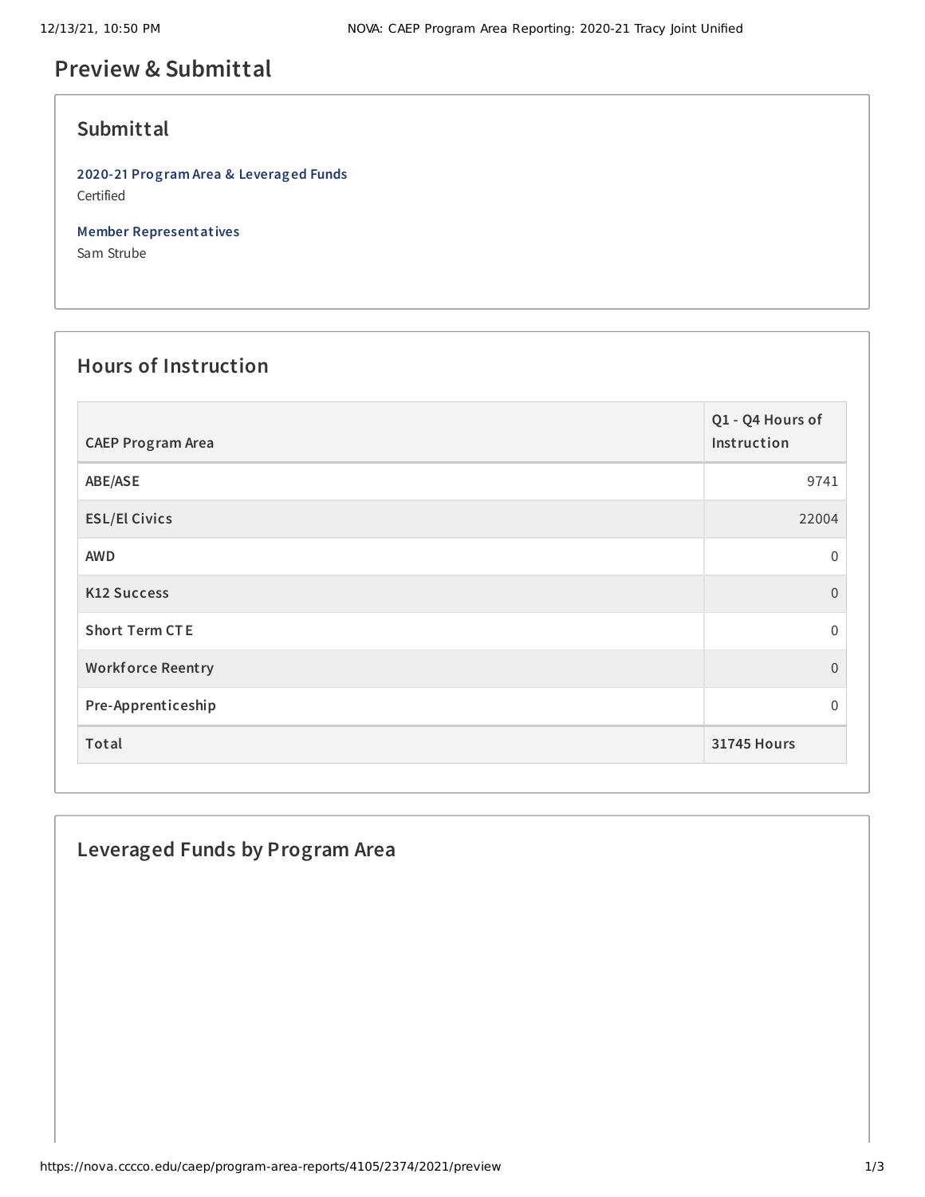# Preview & Submittal

## Submittal

**2020-21 Program Area & Leveraged Funds**
Certified

**Member Representatives**
Sam Strube

## Hours of Instruction

| CAEP Program Area | Q1 - Q4 Hours of Instruction |
|---|---|
| ABE/ASE | 9741 |
| ESL/El Civics | 22004 |
| AWD | 0 |
| K12 Success | 0 |
| Short Term CTE | 0 |
| Workforce Reentry | 0 |
| Pre-Apprenticeship | 0 |
| **Total** | **31745 Hours** |

## Leveraged Funds by Program Area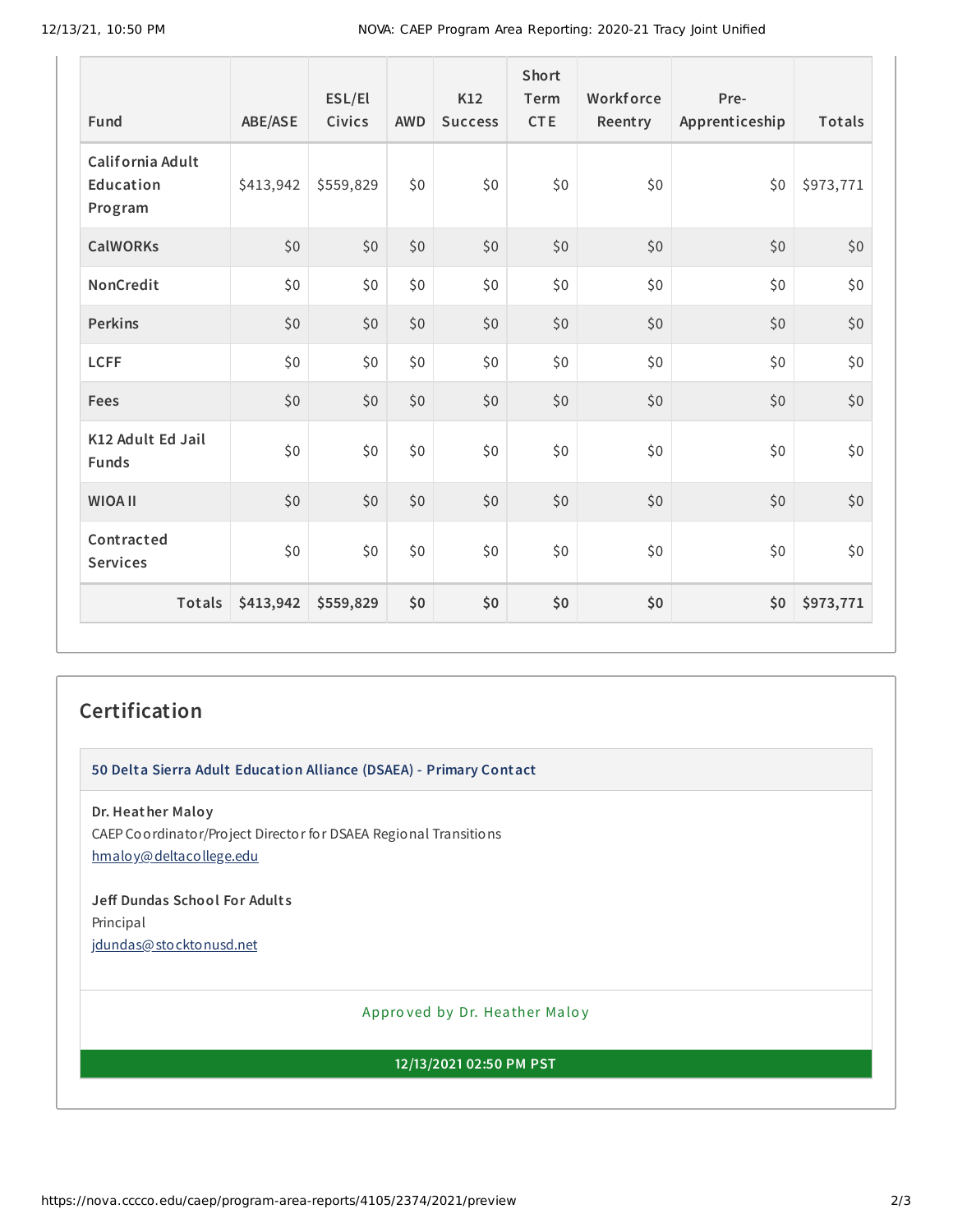| Fund | ABE/ASE | ESL/El Civics | AWD | K12 Success | Short Term CTE | Workforce Reentry | Pre-Apprenticeship | Totals |
|---|---|---|---|---|---|---|---|---|
| California Adult Education Program | $413,942 | $559,829 | $0 | $0 | $0 | $0 | $0 | $973,771 |
| CalWORKs | $0 | $0 | $0 | $0 | $0 | $0 | $0 | $0 |
| NonCredit | $0 | $0 | $0 | $0 | $0 | $0 | $0 | $0 |
| Perkins | $0 | $0 | $0 | $0 | $0 | $0 | $0 | $0 |
| LCFF | $0 | $0 | $0 | $0 | $0 | $0 | $0 | $0 |
| Fees | $0 | $0 | $0 | $0 | $0 | $0 | $0 | $0 |
| K12 Adult Ed Jail Funds | $0 | $0 | $0 | $0 | $0 | $0 | $0 | $0 |
| WIOA II | $0 | $0 | $0 | $0 | $0 | $0 | $0 | $0 |
| Contracted Services | $0 | $0 | $0 | $0 | $0 | $0 | $0 | $0 |
| **Totals** | **$413,942** | **$559,829** | **$0** | **$0** | **$0** | **$0** | **$0** | **$973,771** |

## Certification

**50 Delta Sierra Adult Education Alliance (DSAEA) - Primary Contact**

**Dr. Heather Maloy**
CAEP Coordinator/Project Director for DSAEA Regional Transitions
hmaloy@deltacollege.edu

**Jeff Dundas School For Adults**
Principal
jdundas@stocktonusd.net

Approved by Dr. Heather Maloy

**12/13/2021 02:50 PM PST**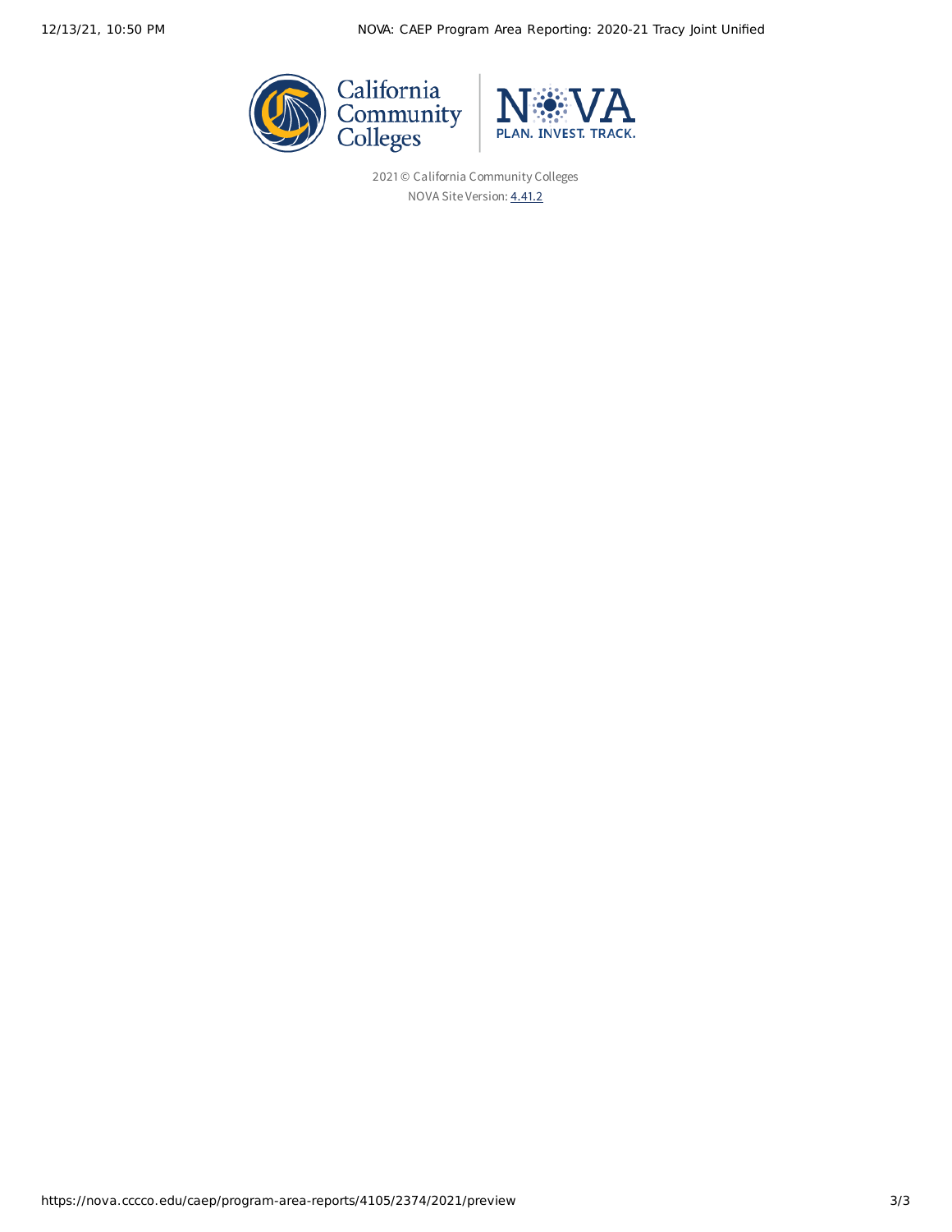California Community Colleges

NOVA PLAN. INVEST. TRACK.

2021 © California Community Colleges

NOVA Site Version: 4.41.2